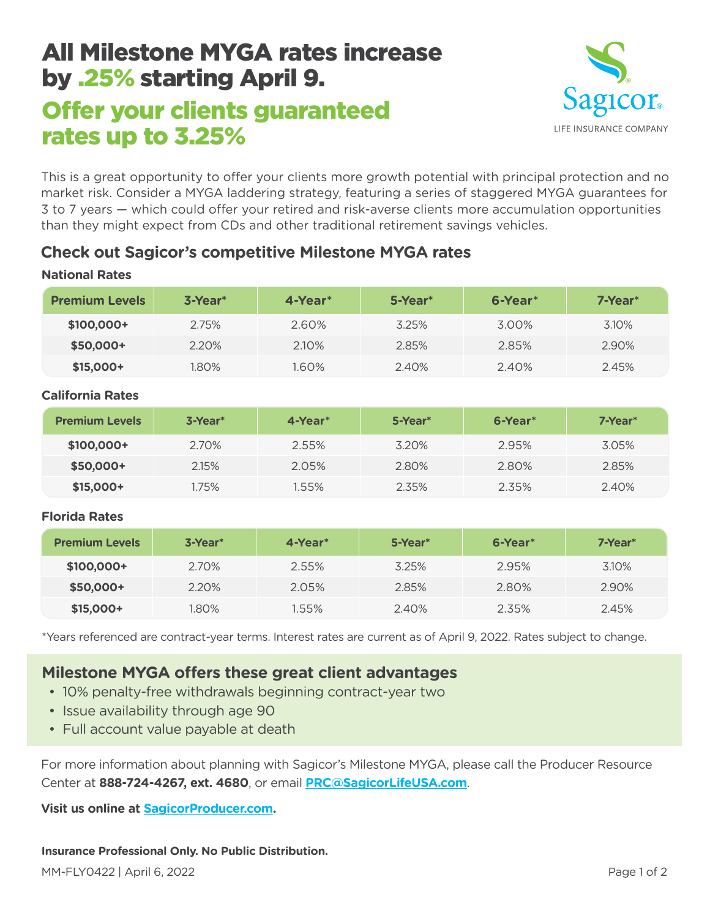# All Milestone MYGA rates increase by .25% starting April 9.

## Offer your clients guaranteed rates up to 3.25%

Sagicor

LIFE INSURANCE COMPANY

This is a great opportunity to offer your clients more growth potential with principal protection and no market risk. Consider a MYGA laddering strategy, featuring a series of staggered MYGA guarantees for 3 to 7 years — which could offer your retired and risk-averse clients more accumulation opportunities than they might expect from CDs and other traditional retirement savings vehicles.

### Check out Sagicor's competitive Milestone MYGA rates

**National Rates**

| Premium Levels | 3-Year* | 4-Year* | 5-Year* | 6-Year* | 7-Year* |
|---|---|---|---|---|---|
| **$100,000+** | 2.75% | 2.60% | 3.25% | 3.00% | 3.10% |
| **$50,000+** | 2.20% | 2.10% | 2.85% | 2.85% | 2.90% |
| **$15,000+** | 1.80% | 1.60% | 2.40% | 2.40% | 2.45% |

**California Rates**

| Premium Levels | 3-Year* | 4-Year* | 5-Year* | 6-Year* | 7-Year* |
|---|---|---|---|---|---|
| **$100,000+** | 2.70% | 2.55% | 3.20% | 2.95% | 3.05% |
| **$50,000+** | 2.15% | 2.05% | 2.80% | 2.80% | 2.85% |
| **$15,000+** | 1.75% | 1.55% | 2.35% | 2.35% | 2.40% |

**Florida Rates**

| Premium Levels | 3-Year* | 4-Year* | 5-Year* | 6-Year* | 7-Year* |
|---|---|---|---|---|---|
| **$100,000+** | 2.70% | 2.55% | 3.25% | 2.95% | 3.10% |
| **$50,000+** | 2.20% | 2.05% | 2.85% | 2.80% | 2.90% |
| **$15,000+** | 1.80% | 1.55% | 2.40% | 2.35% | 2.45% |

*Years referenced are contract-year terms. Interest rates are current as of April 9, 2022. Rates subject to change.

### Milestone MYGA offers these great client advantages

- 10% penalty-free withdrawals beginning contract-year two
- Issue availability through age 90
- Full account value payable at death

For more information about planning with Sagicor's Milestone MYGA, please call the Producer Resource Center at **888-724-4267, ext. 4680**, or email **PRC@SagicorLifeUSA.com**.

**Visit us online at SagicorProducer.com.**

**Insurance Professional Only. No Public Distribution.**

MM-FLY0422 | April 6, 2022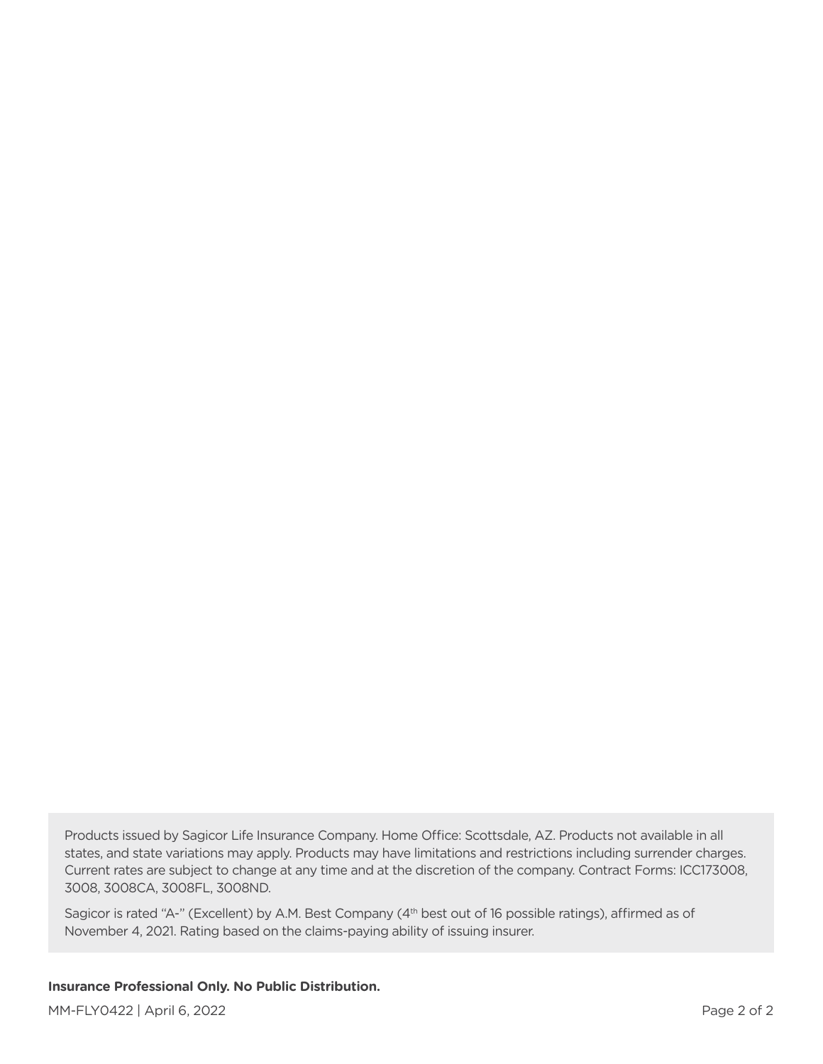Products issued by Sagicor Life Insurance Company. Home Office: Scottsdale, AZ. Products not available in all states, and state variations may apply. Products may have limitations and restrictions including surrender charges. Current rates are subject to change at any time and at the discretion of the company. Contract Forms: ICC173008, 3008, 3008CA, 3008FL, 3008ND.

Sagicor is rated "A-" (Excellent) by A.M. Best Company (4th best out of 16 possible ratings), affirmed as of November 4, 2021. Rating based on the claims-paying ability of issuing insurer.

**Insurance Professional Only. No Public Distribution.**

MM-FLY0422 | April 6, 2022